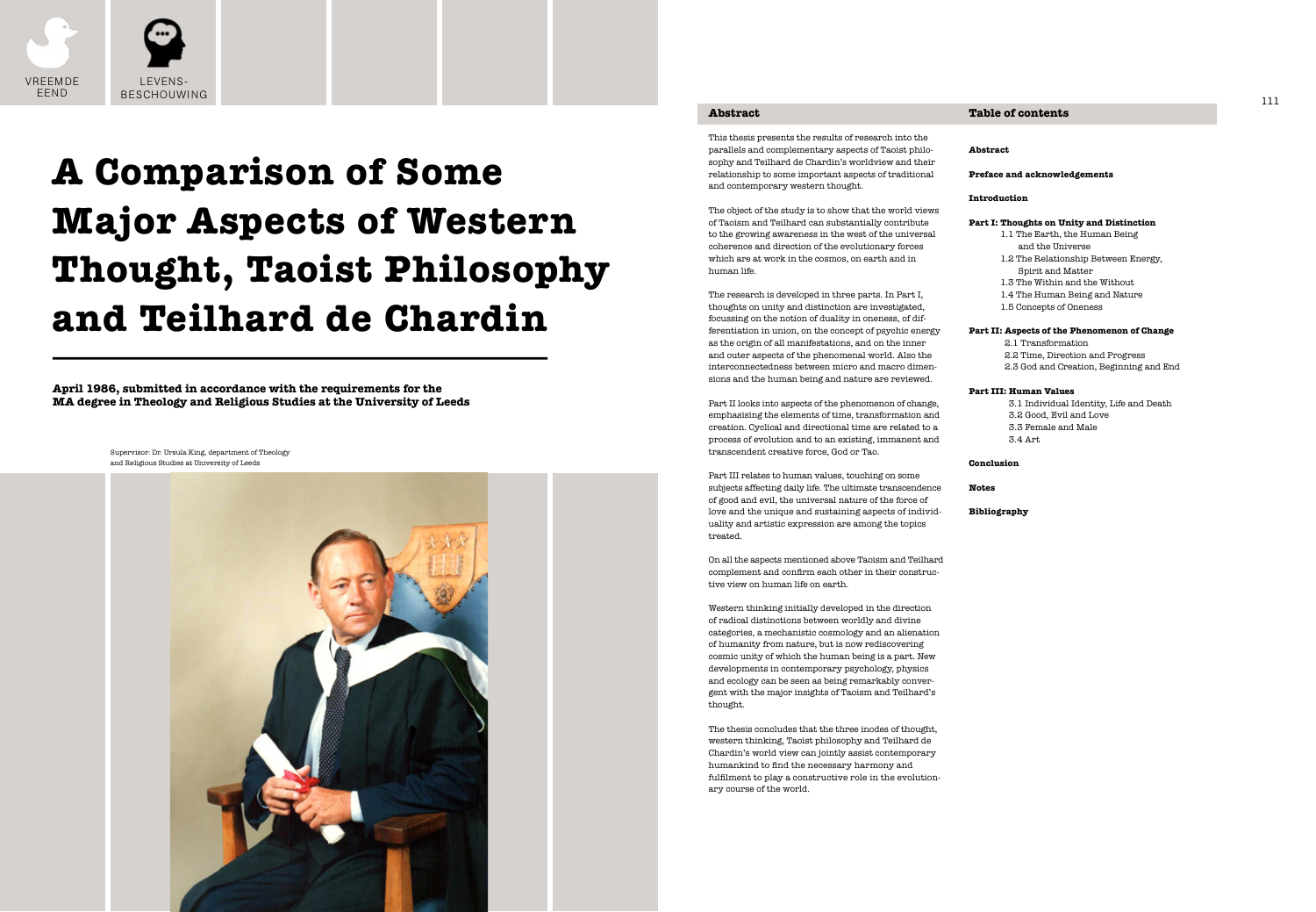VREEMDE EEND

LEVENS-BESCHOUWING

# A Comparison of Some Major Aspects of Western Thought, Taoist Philosophy and Teilhard de Chardin

**April 1986, submitted in accordance with the requirements for the MA degree in Theology and Religious Studies at the University of Leeds**

Supervisor: Dr. Ursula King, department of Theology and Religious Studies at University of Leeds

## Abstract

This thesis presents the results of research into the parallels and complementary aspects of Taoist philosophy and Teilhard de Chardin's worldview and their relationship to some important aspects of traditional and contemporary western thought.

The object of the study is to show that the world views of Taoism and Teilhard can substantially contribute to the growing awareness in the west of the universal coherence and direction of the evolutionary forces which are at work in the cosmos, on earth and in human life.

The research is developed in three parts. In Part I, thoughts on unity and distinction are investigated, focussing on the notion of duality in oneness, of differentiation in union, on the concept of psychic energy as the origin of all manifestations, and on the inner and outer aspects of the phenomenal world. Also the interconnectedness between micro and macro dimensions and the human being and nature are reviewed.

Part II looks into aspects of the phenomenon of change, emphasising the elements of time, transformation and creation. Cyclical and directional time are related to a process of evolution and to an existing, immanent and transcendent creative force, God or Tao.

Part III relates to human values, touching on some subjects affecting daily life. The ultimate transcendence of good and evil, the universal nature of the force of love and the unique and sustaining aspects of individuality and artistic expression are among the topics treated.

On all the aspects mentioned above Taoism and Teilhard complement and confirm each other in their constructive view on human life on earth.

Western thinking initially developed in the direction of radical distinctions between worldly and divine categories, a mechanistic cosmology and an alienation of humanity from nature, but is now rediscovering cosmic unity of which the human being is a part. New developments in contemporary psychology, physics and ecology can be seen as being remarkably convergent with the major insights of Taoism and Teilhard's thought.

The thesis concludes that the three inodes of thought, western thinking, Taoist philosophy and Teilhard de Chardin's world view can jointly assist contemporary humankind to find the necessary harmony and fulfilment to play a constructive role in the evolutionary course of the world.

## Table of contents

**Abstract**

**Preface and acknowledgements**

**Introduction**

**Part I: Thoughts on Unity and Distinction**
- 1.1 The Earth, the Human Being and the Universe
- 1.2 The Relationship Between Energy, Spirit and Matter
- 1.3 The Within and the Without
- 1.4 The Human Being and Nature
- 1.5 Concepts of Oneness

**Part II: Aspects of the Phenomenon of Change**
- 2.1 Transformation
- 2.2 Time, Direction and Progress
- 2.3 God and Creation, Beginning and End

**Part III: Human Values**
- 3.1 Individual Identity, Life and Death
- 3.2 Good, Evil and Love
- 3.3 Female and Male
- 3.4 Art

**Conclusion**

**Notes**

**Bibliography**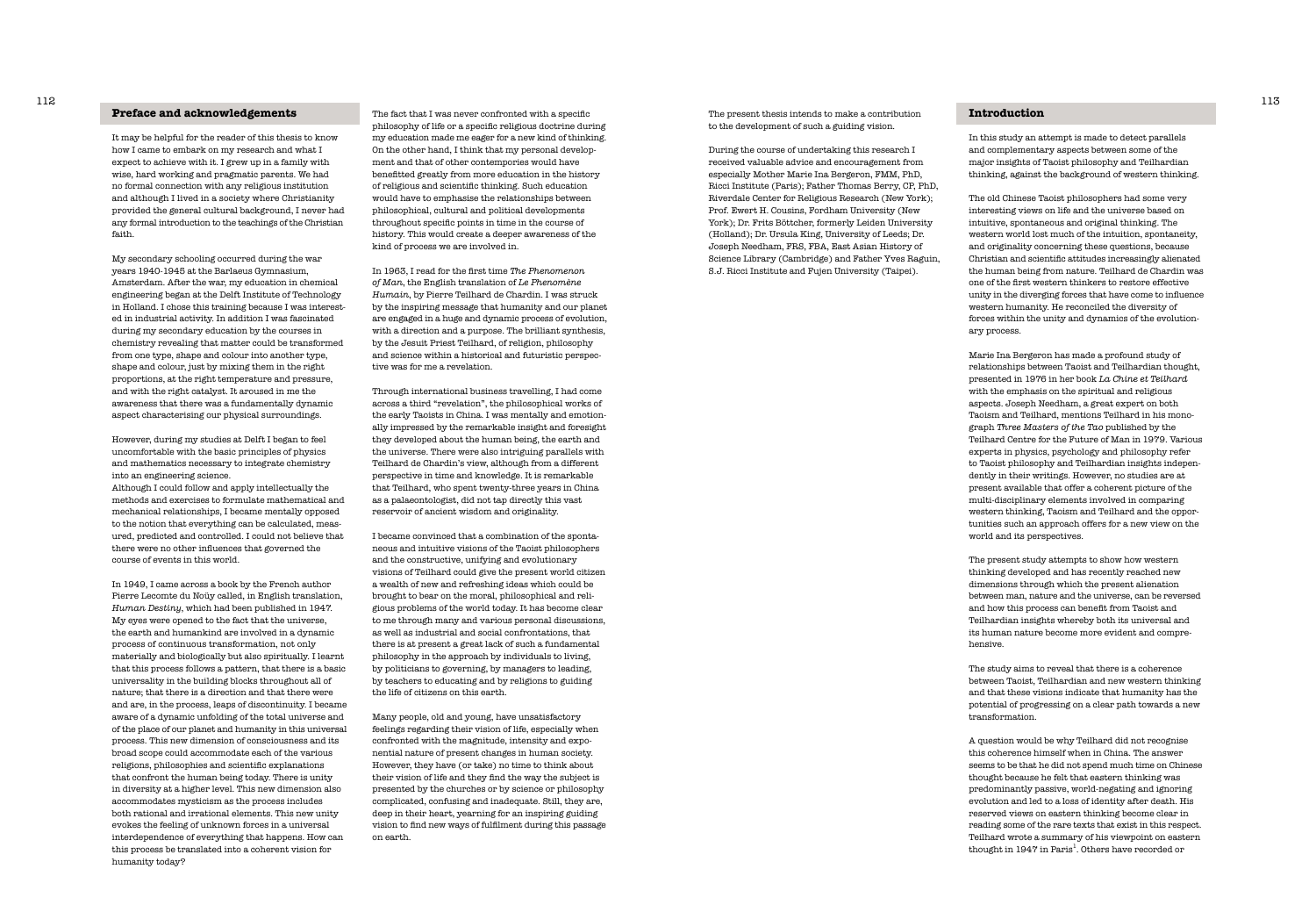## Preface and acknowledgements

It may be helpful for the reader of this thesis to know how I came to embark on my research and what I expect to achieve with it. I grew up in a family with wise, hard working and pragmatic parents. We had no formal connection with any religious institution and although I lived in a society where Christianity provided the general cultural background, I never had any formal introduction to the teachings of the Christian faith.

My secondary schooling occurred during the war years 1940-1945 at the Barlaeus Gymnasium, Amsterdam. After the war, my education in chemical engineering began at the Delft Institute of Technology in Holland. I chose this training because I was interested in industrial activity. In addition I was fascinated during my secondary education by the courses in chemistry revealing that matter could be transformed from one type, shape and colour into another type, shape and colour, just by mixing them in the right proportions, at the right temperature and pressure, and with the right catalyst. It aroused in me the awareness that there was a fundamentally dynamic aspect characterising our physical surroundings.

However, during my studies at Delft I began to feel uncomfortable with the basic principles of physics and mathematics necessary to integrate chemistry into an engineering science.
Although I could follow and apply intellectually the methods and exercises to formulate mathematical and mechanical relationships, I became mentally opposed to the notion that everything can be calculated, measured, predicted and controlled. I could not believe that there were no other influences that governed the course of events in this world.

In 1949, I came across a book by the French author Pierre Lecomte du Noüy called, in English translation, *Human Destiny*, which had been published in 1947. My eyes were opened to the fact that the universe, the earth and humankind are involved in a dynamic process of continuous transformation, not only materially and biologically but also spiritually. I learnt that this process follows a pattern, that there is a basic universality in the building blocks throughout all of nature; that there is a direction and that there were and are, in the process, leaps of discontinuity. I became aware of a dynamic unfolding of the total universe and of the place of our planet and humanity in this universal process. This new dimension of consciousness and its broad scope could accommodate each of the various religions, philosophies and scientific explanations that confront the human being today. There is unity in diversity at a higher level. This new dimension also accommodates mysticism as the process includes both rational and irrational elements. This new unity evokes the feeling of unknown forces in a universal interdependence of everything that happens. How can this process be translated into a coherent vision for humanity today?

The fact that I was never confronted with a specific philosophy of life or a specific religious doctrine during my education made me eager for a new kind of thinking. On the other hand, I think that my personal development and that of other contempories would have benefitted greatly from more education in the history of religious and scientific thinking. Such education would have to emphasise the relationships between philosophical, cultural and political developments throughout specific points in time in the course of history. This would create a deeper awareness of the kind of process we are involved in.

In 1963, I read for the first time *The Phenomenon of Man*, the English translation of *Le Phenomène Humain*, by Pierre Teilhard de Chardin. I was struck by the inspiring message that humanity and our planet are engaged in a huge and dynamic process of evolution, with a direction and a purpose. The brilliant synthesis, by the Jesuit Priest Teilhard, of religion, philosophy and science within a historical and futuristic perspective was for me a revelation.

Through international business travelling, I had come across a third "revelation", the philosophical works of the early Taoists in China. I was mentally and emotionally impressed by the remarkable insight and foresight they developed about the human being, the earth and the universe. There were also intriguing parallels with Teilhard de Chardin's view, although from a different perspective in time and knowledge. It is remarkable that Teilhard, who spent twenty-three years in China as a palaeontologist, did not tap directly this vast reservoir of ancient wisdom and originality.

I became convinced that a combination of the spontaneous and intuitive visions of the Taoist philosophers and the constructive, unifying and evolutionary visions of Teilhard could give the present world citizen a wealth of new and refreshing ideas which could be brought to bear on the moral, philosophical and religious problems of the world today. It has become clear to me through many and various personal discussions, as well as industrial and social confrontations, that there is at present a great lack of such a fundamental philosophy in the approach by individuals to living, by politicians to governing, by managers to leading, by teachers to educating and by religions to guiding the life of citizens on this earth.

Many people, old and young, have unsatisfactory feelings regarding their vision of life, especially when confronted with the magnitude, intensity and exponential nature of present changes in human society. However, they have (or take) no time to think about their vision of life and they find the way the subject is presented by the churches or by science or philosophy complicated, confusing and inadequate. Still, they are, deep in their heart, yearning for an inspiring guiding vision to find new ways of fulfilment during this passage on earth.

The present thesis intends to make a contribution to the development of such a guiding vision.

During the course of undertaking this research I received valuable advice and encouragement from especially Mother Marie Ina Bergeron, FMM, PhD, Ricci Institute (Paris); Father Thomas Berry, CP, PhD, Riverdale Center for Religious Research (New York); Prof. Ewert H. Cousins, Fordham University (New York); Dr. Frits Böttcher, formerly Leiden University (Holland); Dr. Ursula King, University of Leeds; Dr. Joseph Needham, FRS, FBA, East Asian History of Science Library (Cambridge) and Father Yves Raguin, S.J. Ricci Institute and Fujen University (Taipei).

## Introduction

In this study an attempt is made to detect parallels and complementary aspects between some of the major insights of Taoist philosophy and Teilhardian thinking, against the background of western thinking.

The old Chinese Taoist philosophers had some very interesting views on life and the universe based on intuitive, spontaneous and original thinking. The western world lost much of the intuition, spontaneity, and originality concerning these questions, because Christian and scientific attitudes increasingly alienated the human being from nature. Teilhard de Chardin was one of the first western thinkers to restore effective unity in the diverging forces that have come to influence western humanity. He reconciled the diversity of forces within the unity and dynamics of the evolutionary process.

Marie Ina Bergeron has made a profound study of relationships between Taoist and Teilhardian thought, presented in 1976 in her book *La Chine et Teilhard* with the emphasis on the spiritual and religious aspects. Joseph Needham, a great expert on both Taoism and Teilhard, mentions Teilhard in his monograph *Three Masters of the Tao* published by the Teilhard Centre for the Future of Man in 1979. Various experts in physics, psychology and philosophy refer to Taoist philosophy and Teilhardian insights independently in their writings. However, no studies are at present available that offer a coherent picture of the multi-disciplinary elements involved in comparing western thinking, Taoism and Teilhard and the opportunities such an approach offers for a new view on the world and its perspectives.

The present study attempts to show how western thinking developed and has recently reached new dimensions through which the present alienation between man, nature and the universe, can be reversed and how this process can benefit from Taoist and Teilhardian insights whereby both its universal and its human nature become more evident and comprehensive.

The study aims to reveal that there is a coherence between Taoist, Teilhardian and new western thinking and that these visions indicate that humanity has the potential of progressing on a clear path towards a new transformation.

A question would be why Teilhard did not recognise this coherence himself when in China. The answer seems to be that he did not spend much time on Chinese thought because he felt that eastern thinking was predominantly passive, world-negating and ignoring evolution and led to a loss of identity after death. His reserved views on eastern thinking become clear in reading some of the rare texts that exist in this respect. Teilhard wrote a summary of his viewpoint on eastern thought in 1947 in Paris[1]. Others have recorded or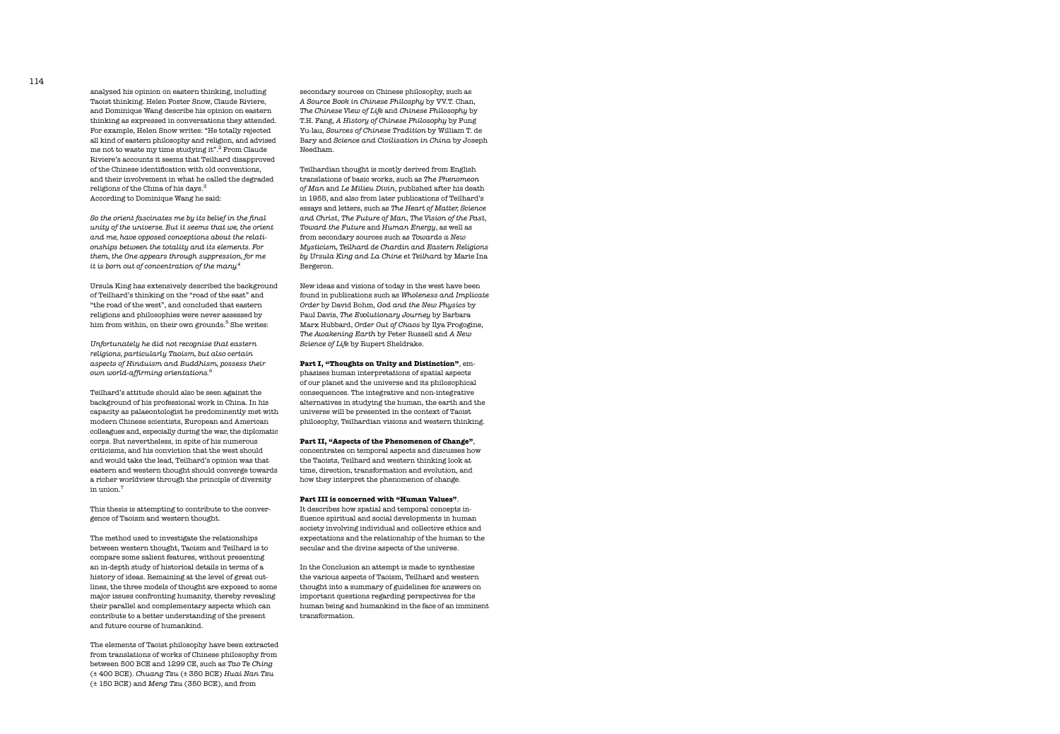analysed his opinion on eastern thinking, including Taoist thinking. Helen Foster Snow, Claude Riviere, and Dominique Wang describe his opinion on eastern thinking as expressed in conversations they attended. For example, Helen Snow writes: "He totally rejected all kind of eastern philosophy and religion, and advised me not to waste my time studying it".[2] From Claude Riviere's accounts it seems that Teilhard disapproved of the Chinese identification with old conventions, and their involvement in what he called the degraded religions of the China of his days.[3] According to Dominique Wang he said:

*So the orient fascinates me by its belief in the final unity of the universe. But it seems that we, the orient and me, have opposed conceptions about the relationships between the totality and its elements. For them, the One appears through suppression, for me it is born out of concentration of the many*[4]

Ursula King has extensively described the background of Teilhard's thinking on the "road of the east" and "the road of the west", and concluded that eastern religions and philosophies were never assessed by him from within, on their own grounds.[5] She writes:

*Unfortunately he did not recognise that eastern religions, particularly Taoism, but also certain aspects of Hinduism and Buddhism, possess their own world-affirming orientations.*[6]

Teilhard's attitude should also be seen against the background of his professional work in China. In his capacity as palaeontologist he predominently met with modern Chinese scientists, European and American colleagues and, especially during the war, the diplomatic corps. But nevertheless, in spite of his numerous criticisms, and his conviction that the west should and would take the lead, Teilhard's opinion was that eastern and western thought should converge towards a richer worldview through the principle of diversity in union.[7]

This thesis is attempting to contribute to the convergence of Taoism and western thought.

The method used to investigate the relationships between western thought, Taoism and Teilhard is to compare some salient features, without presenting an in-depth study of historical details in terms of a history of ideas. Remaining at the level of great outlines, the three models of thought are exposed to some major issues confronting humanity, thereby revealing their parallel and complementary aspects which can contribute to a better understanding of the present and future course of humankind.

The elements of Taoist philosophy have been extracted from translations of works of Chinese philosophy from between 500 BCE and 1299 CE, such as *Tao Te Ching* (± 400 BCE). *Chuang Tzu* (± 350 BCE) *Huai Nan Tzu* (± 150 BCE) and *Meng Tzu* (350 BCE), and from secondary sources on Chinese philosophy, such as *A Source Book in Chinese Philosphy* by VV.T. Chan, *The Chinese View of Life* and *Chinese Philosophy* by T.H. Fang, *A History of Chinese Philosophy* by Fung Yu-lau, *Sources of Chinese Tradition* by William T. de Bary and *Science and Civilisation in China* by Joseph Needham.

Teilhardian thought is mostly derived from English translations of basic works, such as *The Phenomeon of Man* and *Le Milieu Divin*, published after his death in 1955, and also from later publications of Teilhard's essays and letters, such as *The Heart of Matter, Science and Christ*, *The Future of Man*, *The Vision of the Past*, *Toward the Future* and *Human Energy*, as well as from secondary sources such as *Towards a New Mysticism, Teilhard de Chardin and Eastern Religions by Ursula King and La Chine et Teilhard* by Marie Ina Bergeron.

New ideas and visions of today in the west have been found in publications such as *Wholeness and Implicate Order* by David Bohm, *God and the New Physics* by Paul Davis, *The Evolutionary Journey* by Barbara Marx Hubbard, *Order Out of Chaos* by Ilya Progogine, *The Awakening Earth* by Peter Russell and *A New Science of Life* by Rupert Sheldrake.

**Part I, "Thoughts on Unity and Distinction"**, emphasises human interpretations of spatial aspects of our planet and the universe and its philosophical consequences. The integrative and non-integrative alternatives in studying the human, the earth and the universe will be presented in the context of Taoist philosophy, Teilhardian visions and western thinking.

**Part II, "Aspects of the Phenomenon of Change"**, concentrates on temporal aspects and discusses how the Taoists, Teilhard and western thinking look at time, direction, transformation and evolution, and how they interpret the phenomenon of change.

**Part III is concerned with "Human Values"**. It describes how spatial and temporal concepts influence spiritual and social developments in human society involving individual and collective ethics and expectations and the relationship of the human to the secular and the divine aspects of the universe.

In the Conclusion an attempt is made to synthesise the various aspects of Taoism, Teilhard and western thought into a summary of guidelines for answers on important questions regarding perspectives for the human being and humankind in the face of an imminent transformation.